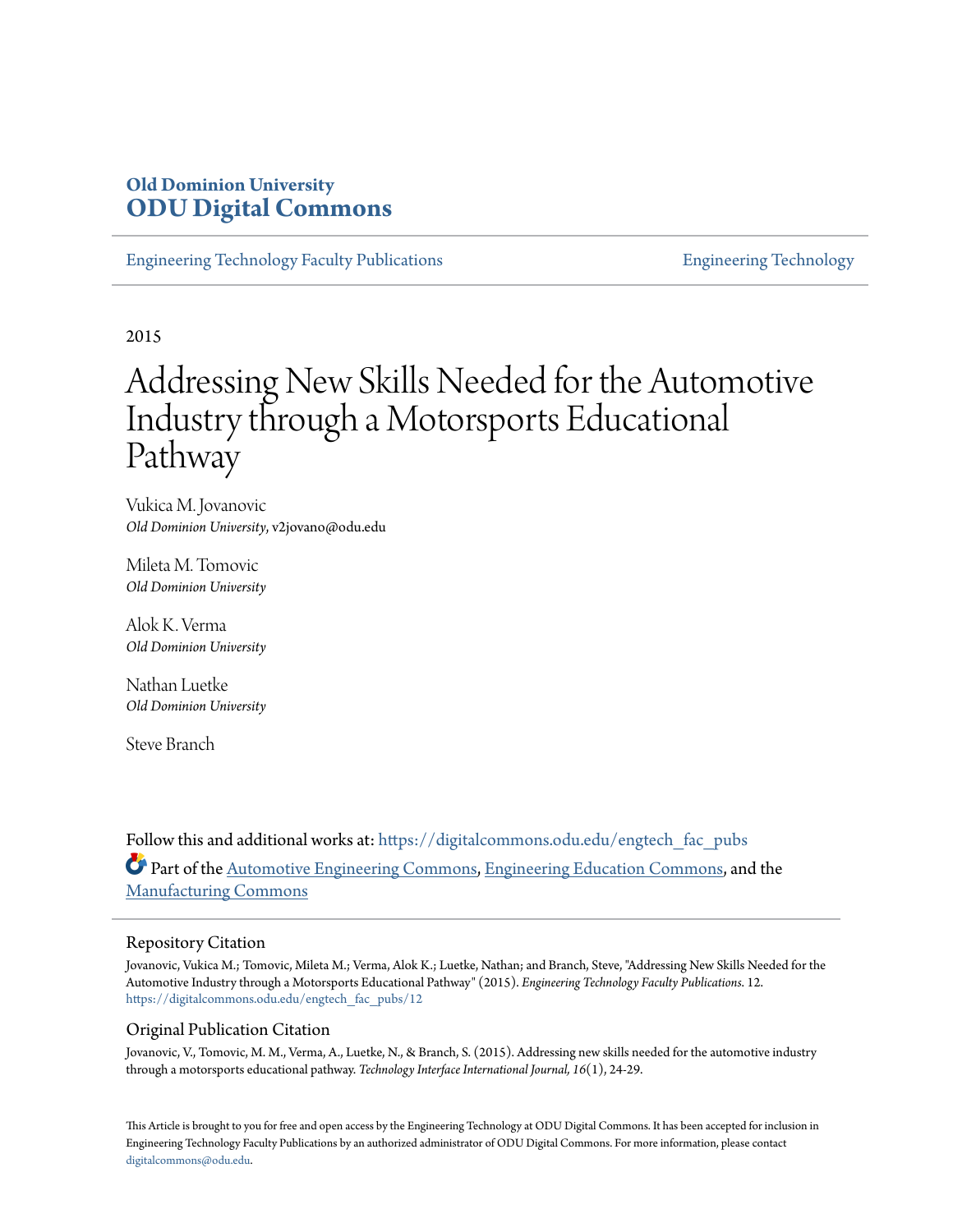**Old Dominion University**
**ODU Digital Commons**

Engineering Technology Faculty Publications | Engineering Technology

2015

# Addressing New Skills Needed for the Automotive Industry through a Motorsports Educational Pathway

Vukica M. Jovanovic
*Old Dominion University*, v2jovano@odu.edu

Mileta M. Tomovic
*Old Dominion University*

Alok K. Verma
*Old Dominion University*

Nathan Luetke
*Old Dominion University*

Steve Branch

Follow this and additional works at: https://digitalcommons.odu.edu/engtech_fac_pubs

Part of the Automotive Engineering Commons, Engineering Education Commons, and the Manufacturing Commons

## Repository Citation

Jovanovic, Vukica M.; Tomovic, Mileta M.; Verma, Alok K.; Luetke, Nathan; and Branch, Steve, "Addressing New Skills Needed for the Automotive Industry through a Motorsports Educational Pathway" (2015). *Engineering Technology Faculty Publications*. 12.
https://digitalcommons.odu.edu/engtech_fac_pubs/12

## Original Publication Citation

Jovanovic, V., Tomovic, M. M., Verma, A., Luetke, N., & Branch, S. (2015). Addressing new skills needed for the automotive industry through a motorsports educational pathway. *Technology Interface International Journal, 16*(1), 24-29.

This Article is brought to you for free and open access by the Engineering Technology at ODU Digital Commons. It has been accepted for inclusion in Engineering Technology Faculty Publications by an authorized administrator of ODU Digital Commons. For more information, please contact digitalcommons@odu.edu.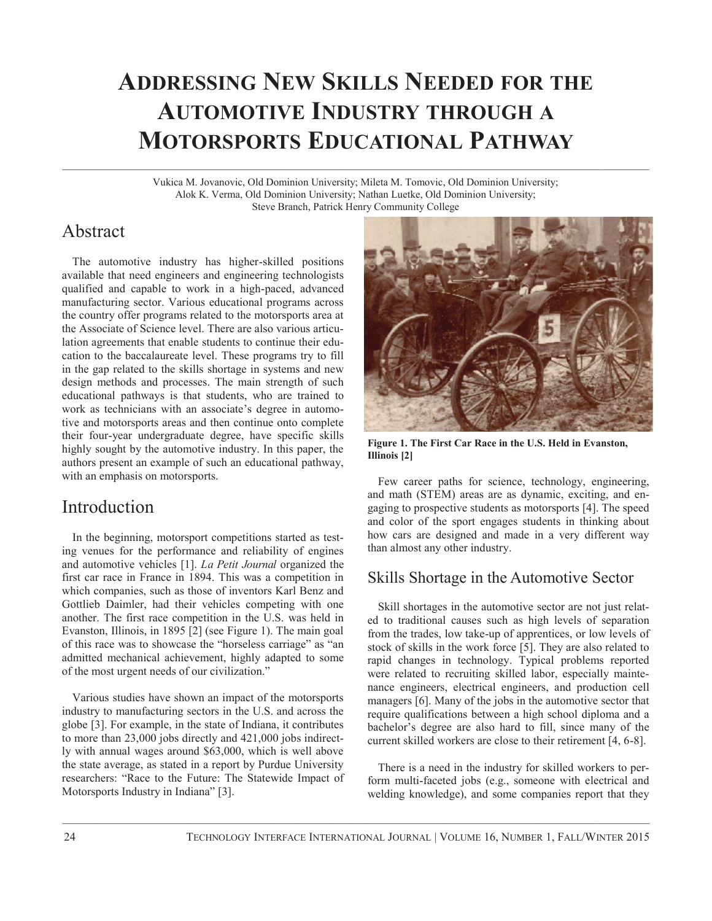# Addressing New Skills Needed for the Automotive Industry through a Motorsports Educational Pathway

Vukica M. Jovanovic, Old Dominion University; Mileta M. Tomovic, Old Dominion University; Alok K. Verma, Old Dominion University; Nathan Luetke, Old Dominion University; Steve Branch, Patrick Henry Community College

## Abstract

The automotive industry has higher-skilled positions available that need engineers and engineering technologists qualified and capable to work in a high-paced, advanced manufacturing sector. Various educational programs across the country offer programs related to the motorsports area at the Associate of Science level. There are also various articulation agreements that enable students to continue their education to the baccalaureate level. These programs try to fill in the gap related to the skills shortage in systems and new design methods and processes. The main strength of such educational pathways is that students, who are trained to work as technicians with an associate's degree in automotive and motorsports areas and then continue onto complete their four-year undergraduate degree, have specific skills highly sought by the automotive industry. In this paper, the authors present an example of such an educational pathway, with an emphasis on motorsports.

## Introduction

In the beginning, motorsport competitions started as testing venues for the performance and reliability of engines and automotive vehicles [1]. *La Petit Journal* organized the first car race in France in 1894. This was a competition in which companies, such as those of inventors Karl Benz and Gottlieb Daimler, had their vehicles competing with one another. The first race competition in the U.S. was held in Evanston, Illinois, in 1895 [2] (see Figure 1). The main goal of this race was to showcase the "horseless carriage" as "an admitted mechanical achievement, highly adapted to some of the most urgent needs of our civilization."

Various studies have shown an impact of the motorsports industry to manufacturing sectors in the U.S. and across the globe [3]. For example, in the state of Indiana, it contributes to more than 23,000 jobs directly and 421,000 jobs indirectly with annual wages around $63,000, which is well above the state average, as stated in a report by Purdue University researchers: "Race to the Future: The Statewide Impact of Motorsports Industry in Indiana" [3].

**Figure 1. The First Car Race in the U.S. Held in Evanston, Illinois [2]**

Few career paths for science, technology, engineering, and math (STEM) areas are as dynamic, exciting, and engaging to prospective students as motorsports [4]. The speed and color of the sport engages students in thinking about how cars are designed and made in a very different way than almost any other industry.

## Skills Shortage in the Automotive Sector

Skill shortages in the automotive sector are not just related to traditional causes such as high levels of separation from the trades, low take-up of apprentices, or low levels of stock of skills in the work force [5]. They are also related to rapid changes in technology. Typical problems reported were related to recruiting skilled labor, especially maintenance engineers, electrical engineers, and production cell managers [6]. Many of the jobs in the automotive sector that require qualifications between a high school diploma and a bachelor's degree are also hard to fill, since many of the current skilled workers are close to their retirement [4, 6-8].

There is a need in the industry for skilled workers to perform multi-faceted jobs (e.g., someone with electrical and welding knowledge), and some companies report that they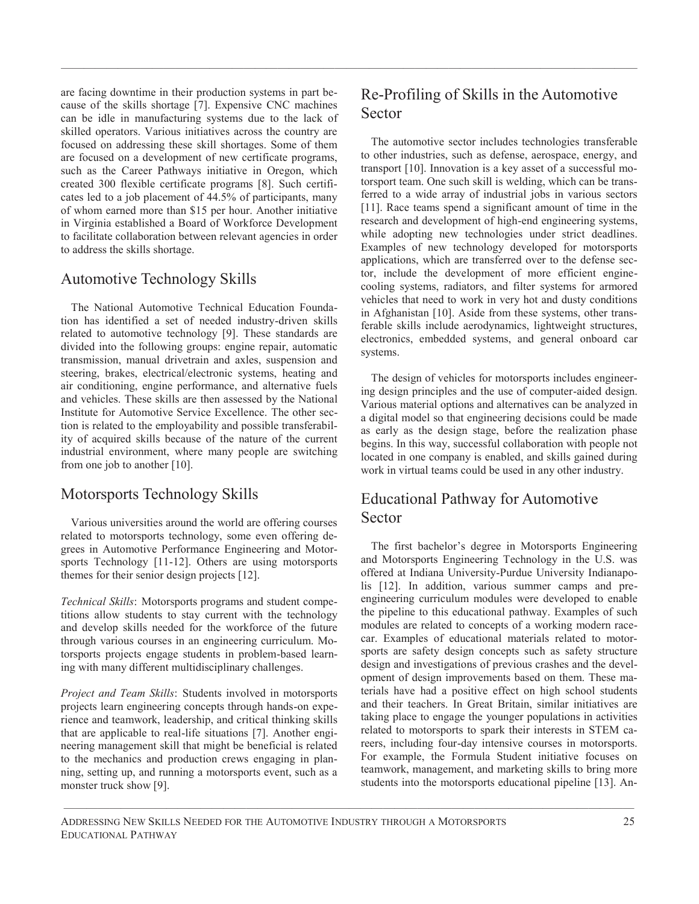are facing downtime in their production systems in part because of the skills shortage [7]. Expensive CNC machines can be idle in manufacturing systems due to the lack of skilled operators. Various initiatives across the country are focused on addressing these skill shortages. Some of them are focused on a development of new certificate programs, such as the Career Pathways initiative in Oregon, which created 300 flexible certificate programs [8]. Such certificates led to a job placement of 44.5% of participants, many of whom earned more than $15 per hour. Another initiative in Virginia established a Board of Workforce Development to facilitate collaboration between relevant agencies in order to address the skills shortage.

## Automotive Technology Skills

The National Automotive Technical Education Foundation has identified a set of needed industry-driven skills related to automotive technology [9]. These standards are divided into the following groups: engine repair, automatic transmission, manual drivetrain and axles, suspension and steering, brakes, electrical/electronic systems, heating and air conditioning, engine performance, and alternative fuels and vehicles. These skills are then assessed by the National Institute for Automotive Service Excellence. The other section is related to the employability and possible transferability of acquired skills because of the nature of the current industrial environment, where many people are switching from one job to another [10].

## Motorsports Technology Skills

Various universities around the world are offering courses related to motorsports technology, some even offering degrees in Automotive Performance Engineering and Motorsports Technology [11-12]. Others are using motorsports themes for their senior design projects [12].

*Technical Skills*: Motorsports programs and student competitions allow students to stay current with the technology and develop skills needed for the workforce of the future through various courses in an engineering curriculum. Motorsports projects engage students in problem-based learning with many different multidisciplinary challenges.

*Project and Team Skills*: Students involved in motorsports projects learn engineering concepts through hands-on experience and teamwork, leadership, and critical thinking skills that are applicable to real-life situations [7]. Another engineering management skill that might be beneficial is related to the mechanics and production crews engaging in planning, setting up, and running a motorsports event, such as a monster truck show [9].

## Re-Profiling of Skills in the Automotive Sector

The automotive sector includes technologies transferable to other industries, such as defense, aerospace, energy, and transport [10]. Innovation is a key asset of a successful motorsport team. One such skill is welding, which can be transferred to a wide array of industrial jobs in various sectors [11]. Race teams spend a significant amount of time in the research and development of high-end engineering systems, while adopting new technologies under strict deadlines. Examples of new technology developed for motorsports applications, which are transferred over to the defense sector, include the development of more efficient engine-cooling systems, radiators, and filter systems for armored vehicles that need to work in very hot and dusty conditions in Afghanistan [10]. Aside from these systems, other transferable skills include aerodynamics, lightweight structures, electronics, embedded systems, and general onboard car systems.

The design of vehicles for motorsports includes engineering design principles and the use of computer-aided design. Various material options and alternatives can be analyzed in a digital model so that engineering decisions could be made as early as the design stage, before the realization phase begins. In this way, successful collaboration with people not located in one company is enabled, and skills gained during work in virtual teams could be used in any other industry.

## Educational Pathway for Automotive Sector

The first bachelor's degree in Motorsports Engineering and Motorsports Engineering Technology in the U.S. was offered at Indiana University-Purdue University Indianapolis [12]. In addition, various summer camps and pre-engineering curriculum modules were developed to enable the pipeline to this educational pathway. Examples of such modules are related to concepts of a working modern racecar. Examples of educational materials related to motorsports are safety design concepts such as safety structure design and investigations of previous crashes and the development of design improvements based on them. These materials have had a positive effect on high school students and their teachers. In Great Britain, similar initiatives are taking place to engage the younger populations in activities related to motorsports to spark their interests in STEM careers, including four-day intensive courses in motorsports. For example, the Formula Student initiative focuses on teamwork, management, and marketing skills to bring more students into the motorsports educational pipeline [13]. An-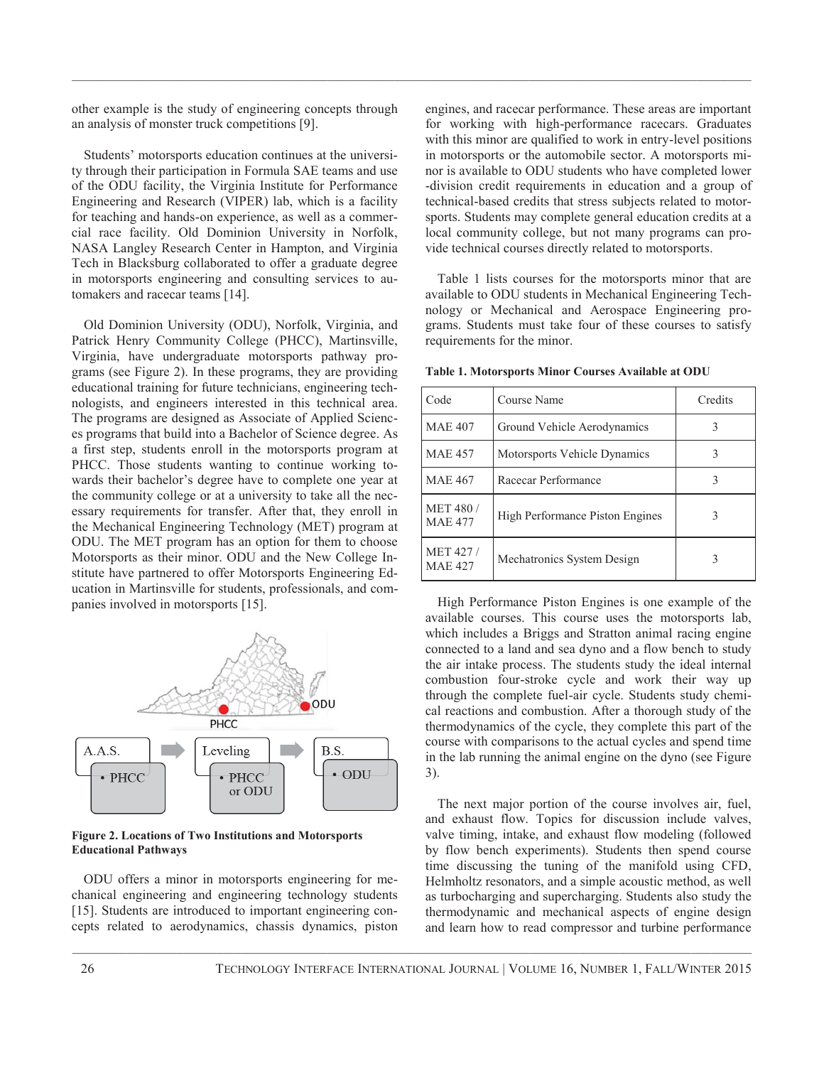other example is the study of engineering concepts through an analysis of monster truck competitions [9].

Students' motorsports education continues at the university through their participation in Formula SAE teams and use of the ODU facility, the Virginia Institute for Performance Engineering and Research (VIPER) lab, which is a facility for teaching and hands-on experience, as well as a commercial race facility. Old Dominion University in Norfolk, NASA Langley Research Center in Hampton, and Virginia Tech in Blacksburg collaborated to offer a graduate degree in motorsports engineering and consulting services to automakers and racecar teams [14].

Old Dominion University (ODU), Norfolk, Virginia, and Patrick Henry Community College (PHCC), Martinsville, Virginia, have undergraduate motorsports pathway programs (see Figure 2). In these programs, they are providing educational training for future technicians, engineering technologists, and engineers interested in this technical area. The programs are designed as Associate of Applied Sciences programs that build into a Bachelor of Science degree. As a first step, students enroll in the motorsports program at PHCC. Those students wanting to continue working towards their bachelor's degree have to complete one year at the community college or at a university to take all the necessary requirements for transfer. After that, they enroll in the Mechanical Engineering Technology (MET) program at ODU. The MET program has an option for them to choose Motorsports as their minor. ODU and the New College Institute have partnered to offer Motorsports Engineering Education in Martinsville for students, professionals, and companies involved in motorsports [15].

ODU

PHCC

A.A.S. → Leveling → B.S.

• PHCC

• PHCC or ODU

• ODU

**Figure 2. Locations of Two Institutions and Motorsports Educational Pathways**

ODU offers a minor in motorsports engineering for mechanical engineering and engineering technology students [15]. Students are introduced to important engineering concepts related to aerodynamics, chassis dynamics, piston engines, and racecar performance. These areas are important for working with high-performance racecars. Graduates with this minor are qualified to work in entry-level positions in motorsports or the automobile sector. A motorsports minor is available to ODU students who have completed lower-division credit requirements in education and a group of technical-based credits that stress subjects related to motorsports. Students may complete general education credits at a local community college, but not many programs can provide technical courses directly related to motorsports.

Table 1 lists courses for the motorsports minor that are available to ODU students in Mechanical Engineering Technology or Mechanical and Aerospace Engineering programs. Students must take four of these courses to satisfy requirements for the minor.

**Table 1. Motorsports Minor Courses Available at ODU**

| Code | Course Name | Credits |
|---|---|---|
| MAE 407 | Ground Vehicle Aerodynamics | 3 |
| MAE 457 | Motorsports Vehicle Dynamics | 3 |
| MAE 467 | Racecar Performance | 3 |
| MET 480 / MAE 477 | High Performance Piston Engines | 3 |
| MET 427 / MAE 427 | Mechatronics System Design | 3 |

High Performance Piston Engines is one example of the available courses. This course uses the motorsports lab, which includes a Briggs and Stratton animal racing engine connected to a land and sea dyno and a flow bench to study the air intake process. The students study the ideal internal combustion four-stroke cycle and work their way up through the complete fuel-air cycle. Students study chemical reactions and combustion. After a thorough study of the thermodynamics of the cycle, they complete this part of the course with comparisons to the actual cycles and spend time in the lab running the animal engine on the dyno (see Figure 3).

The next major portion of the course involves air, fuel, and exhaust flow. Topics for discussion include valves, valve timing, intake, and exhaust flow modeling (followed by flow bench experiments). Students then spend course time discussing the tuning of the manifold using CFD, Helmholtz resonators, and a simple acoustic method, as well as turbocharging and supercharging. Students also study the thermodynamic and mechanical aspects of engine design and learn how to read compressor and turbine performance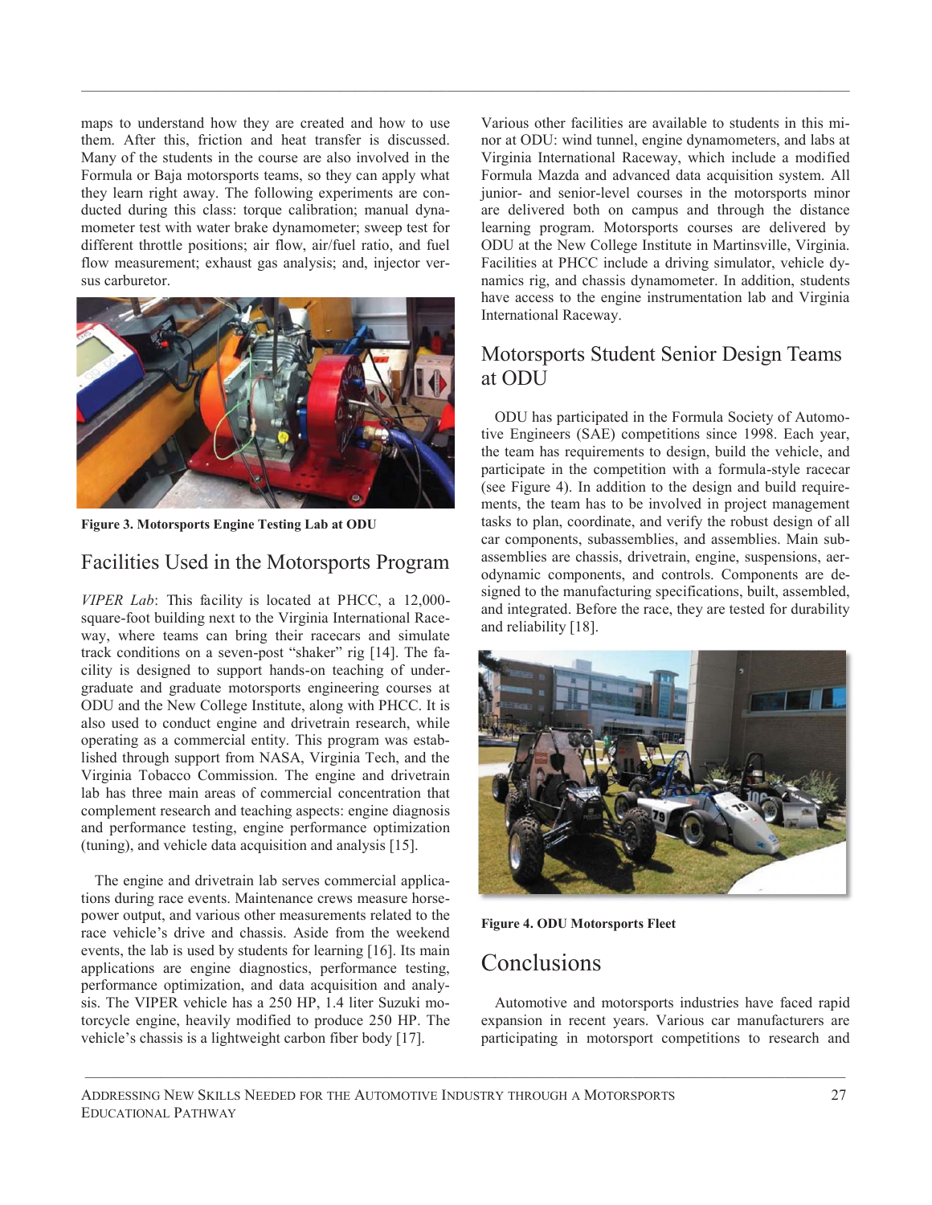maps to understand how they are created and how to use them. After this, friction and heat transfer is discussed. Many of the students in the course are also involved in the Formula or Baja motorsports teams, so they can apply what they learn right away. The following experiments are conducted during this class: torque calibration; manual dynamometer test with water brake dynamometer; sweep test for different throttle positions; air flow, air/fuel ratio, and fuel flow measurement; exhaust gas analysis; and, injector versus carburetor.

**Figure 3. Motorsports Engine Testing Lab at ODU**

## Facilities Used in the Motorsports Program

*VIPER Lab*: This facility is located at PHCC, a 12,000-square-foot building next to the Virginia International Raceway, where teams can bring their racecars and simulate track conditions on a seven-post "shaker" rig [14]. The facility is designed to support hands-on teaching of undergraduate and graduate motorsports engineering courses at ODU and the New College Institute, along with PHCC. It is also used to conduct engine and drivetrain research, while operating as a commercial entity. This program was established through support from NASA, Virginia Tech, and the Virginia Tobacco Commission. The engine and drivetrain lab has three main areas of commercial concentration that complement research and teaching aspects: engine diagnosis and performance testing, engine performance optimization (tuning), and vehicle data acquisition and analysis [15].

The engine and drivetrain lab serves commercial applications during race events. Maintenance crews measure horsepower output, and various other measurements related to the race vehicle's drive and chassis. Aside from the weekend events, the lab is used by students for learning [16]. Its main applications are engine diagnostics, performance testing, performance optimization, and data acquisition and analysis. The VIPER vehicle has a 250 HP, 1.4 liter Suzuki motorcycle engine, heavily modified to produce 250 HP. The vehicle's chassis is a lightweight carbon fiber body [17].

Various other facilities are available to students in this minor at ODU: wind tunnel, engine dynamometers, and labs at Virginia International Raceway, which include a modified Formula Mazda and advanced data acquisition system. All junior- and senior-level courses in the motorsports minor are delivered both on campus and through the distance learning program. Motorsports courses are delivered by ODU at the New College Institute in Martinsville, Virginia. Facilities at PHCC include a driving simulator, vehicle dynamics rig, and chassis dynamometer. In addition, students have access to the engine instrumentation lab and Virginia International Raceway.

## Motorsports Student Senior Design Teams at ODU

ODU has participated in the Formula Society of Automotive Engineers (SAE) competitions since 1998. Each year, the team has requirements to design, build the vehicle, and participate in the competition with a formula-style racecar (see Figure 4). In addition to the design and build requirements, the team has to be involved in project management tasks to plan, coordinate, and verify the robust design of all car components, subassemblies, and assemblies. Main subassemblies are chassis, drivetrain, engine, suspensions, aerodynamic components, and controls. Components are designed to the manufacturing specifications, built, assembled, and integrated. Before the race, they are tested for durability and reliability [18].

**Figure 4. ODU Motorsports Fleet**

## Conclusions

Automotive and motorsports industries have faced rapid expansion in recent years. Various car manufacturers are participating in motorsport competitions to research and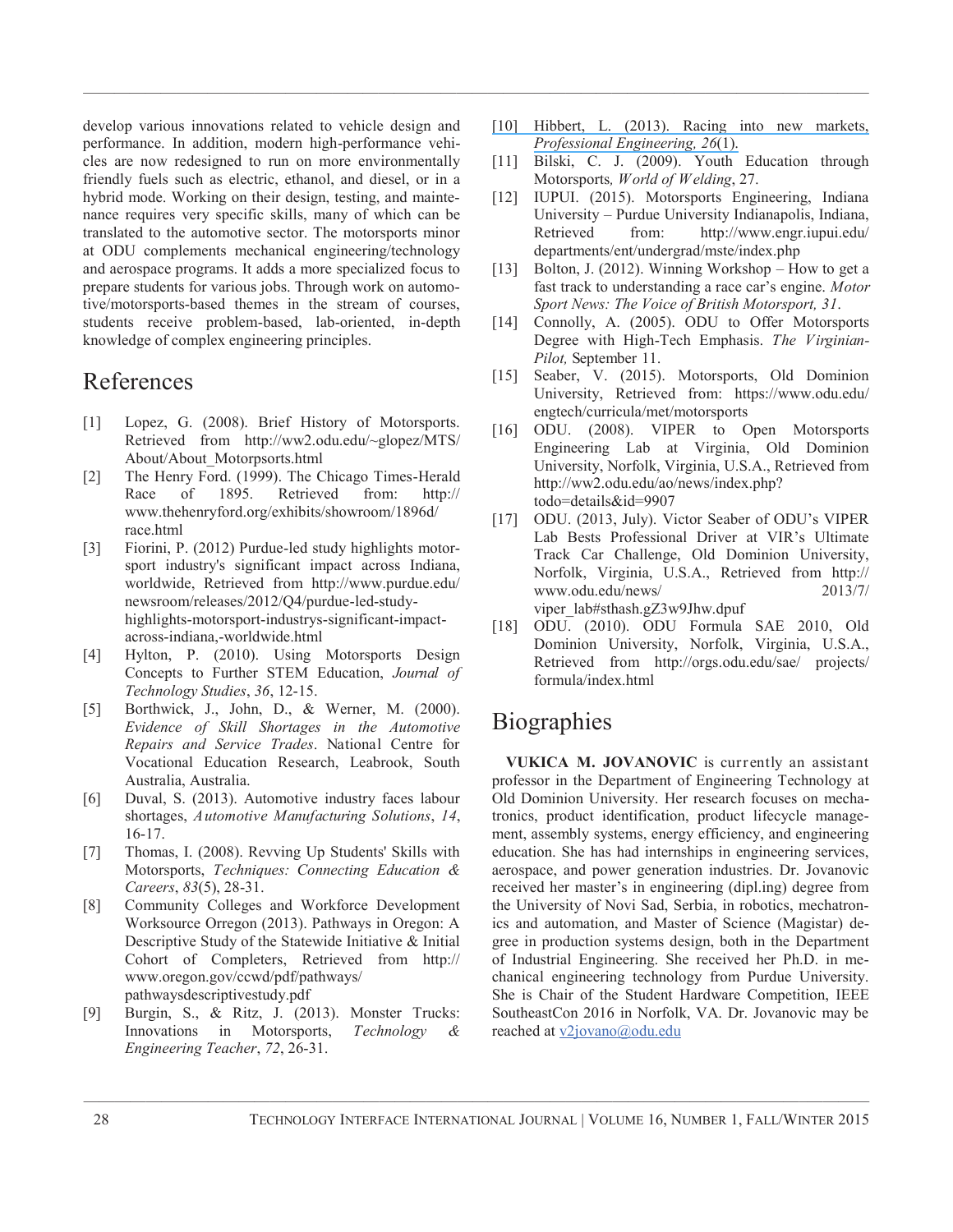develop various innovations related to vehicle design and performance. In addition, modern high-performance vehicles are now redesigned to run on more environmentally friendly fuels such as electric, ethanol, and diesel, or in a hybrid mode. Working on their design, testing, and maintenance requires very specific skills, many of which can be translated to the automotive sector. The motorsports minor at ODU complements mechanical engineering/technology and aerospace programs. It adds a more specialized focus to prepare students for various jobs. Through work on automotive/motorsports-based themes in the stream of courses, students receive problem-based, lab-oriented, in-depth knowledge of complex engineering principles.

## References

[1] Lopez, G. (2008). Brief History of Motorsports. Retrieved from http://ww2.odu.edu/~glopez/MTS/About/About_Motorpsorts.html

[2] The Henry Ford. (1999). The Chicago Times-Herald Race of 1895. Retrieved from: http://www.thehenryford.org/exhibits/showroom/1896d/race.html

[3] Fiorini, P. (2012) Purdue-led study highlights motorsport industry's significant impact across Indiana, worldwide, Retrieved from http://www.purdue.edu/newsroom/releases/2012/Q4/purdue-led-study-highlights-motorsport-industrys-significant-impact-across-indiana,-worldwide.html

[4] Hylton, P. (2010). Using Motorsports Design Concepts to Further STEM Education, *Journal of Technology Studies*, *36*, 12-15.

[5] Borthwick, J., John, D., & Werner, M. (2000). *Evidence of Skill Shortages in the Automotive Repairs and Service Trades*. National Centre for Vocational Education Research, Leabrook, South Australia, Australia.

[6] Duval, S. (2013). Automotive industry faces labour shortages, *Automotive Manufacturing Solutions*, *14*, 16-17.

[7] Thomas, I. (2008). Revving Up Students' Skills with Motorsports, *Techniques: Connecting Education & Careers*, *83*(5), 28-31.

[8] Community Colleges and Workforce Development Worksource Orregon (2013). Pathways in Oregon: A Descriptive Study of the Statewide Initiative & Initial Cohort of Completers, Retrieved from http://www.oregon.gov/ccwd/pdf/pathways/pathwaysdescriptivestudy.pdf

[9] Burgin, S., & Ritz, J. (2013). Monster Trucks: Innovations in Motorsports, *Technology & Engineering Teacher*, *72*, 26-31.

[10] Hibbert, L. (2013). Racing into new markets, *Professional Engineering, 26*(1).

[11] Bilski, C. J. (2009). Youth Education through Motorsports, *World of Welding*, 27.

[12] IUPUI. (2015). Motorsports Engineering, Indiana University – Purdue University Indianapolis, Indiana, Retrieved from: http://www.engr.iupui.edu/departments/ent/undergrad/mste/index.php

[13] Bolton, J. (2012). Winning Workshop – How to get a fast track to understanding a race car's engine. *Motor Sport News: The Voice of British Motorsport, 31*.

[14] Connolly, A. (2005). ODU to Offer Motorsports Degree with High-Tech Emphasis. *The Virginian-Pilot,* September 11.

[15] Seaber, V. (2015). Motorsports, Old Dominion University, Retrieved from: https://www.odu.edu/engtech/curricula/met/motorsports

[16] ODU. (2008). VIPER to Open Motorsports Engineering Lab at Virginia, Old Dominion University, Norfolk, Virginia, U.S.A., Retrieved from http://ww2.odu.edu/ao/news/index.php?todo=details&id=9907

[17] ODU. (2013, July). Victor Seaber of ODU's VIPER Lab Bests Professional Driver at VIR's Ultimate Track Car Challenge, Old Dominion University, Norfolk, Virginia, U.S.A., Retrieved from http://www.odu.edu/news/2013/7/viper_lab#sthash.gZ3w9Jhw.dpuf

[18] ODU. (2010). ODU Formula SAE 2010, Old Dominion University, Norfolk, Virginia, U.S.A., Retrieved from http://orgs.odu.edu/sae/projects/formula/index.html

## Biographies

**VUKICA M. JOVANOVIC** is currently an assistant professor in the Department of Engineering Technology at Old Dominion University. Her research focuses on mechatronics, product identification, product lifecycle management, assembly systems, energy efficiency, and engineering education. She has had internships in engineering services, aerospace, and power generation industries. Dr. Jovanovic received her master's in engineering (dipl.ing) degree from the University of Novi Sad, Serbia, in robotics, mechatronics and automation, and Master of Science (Magistar) degree in production systems design, both in the Department of Industrial Engineering. She received her Ph.D. in mechanical engineering technology from Purdue University. She is Chair of the Student Hardware Competition, IEEE SoutheastCon 2016 in Norfolk, VA. Dr. Jovanovic may be reached at v2jovano@odu.edu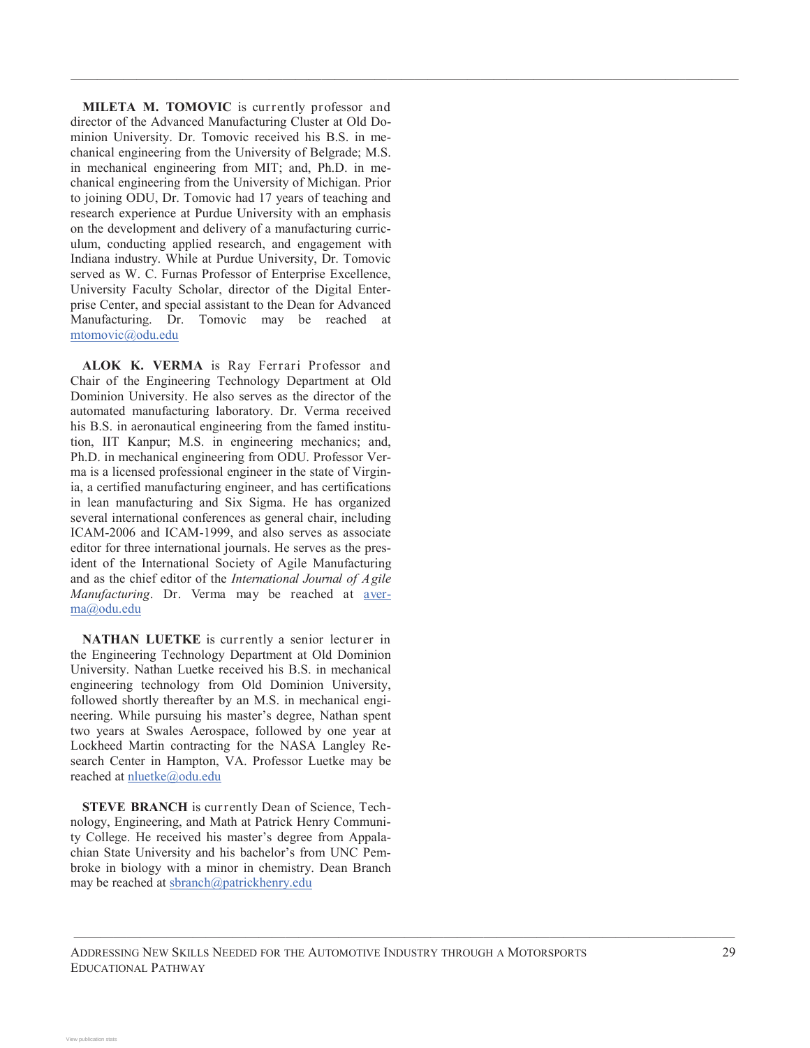**MILETA M. TOMOVIC** is currently professor and director of the Advanced Manufacturing Cluster at Old Dominion University. Dr. Tomovic received his B.S. in mechanical engineering from the University of Belgrade; M.S. in mechanical engineering from MIT; and, Ph.D. in mechanical engineering from the University of Michigan. Prior to joining ODU, Dr. Tomovic had 17 years of teaching and research experience at Purdue University with an emphasis on the development and delivery of a manufacturing curriculum, conducting applied research, and engagement with Indiana industry. While at Purdue University, Dr. Tomovic served as W. C. Furnas Professor of Enterprise Excellence, University Faculty Scholar, director of the Digital Enterprise Center, and special assistant to the Dean for Advanced Manufacturing. Dr. Tomovic may be reached at mtomovic@odu.edu

**ALOK K. VERMA** is Ray Ferrari Professor and Chair of the Engineering Technology Department at Old Dominion University. He also serves as the director of the automated manufacturing laboratory. Dr. Verma received his B.S. in aeronautical engineering from the famed institution, IIT Kanpur; M.S. in engineering mechanics; and, Ph.D. in mechanical engineering from ODU. Professor Verma is a licensed professional engineer in the state of Virginia, a certified manufacturing engineer, and has certifications in lean manufacturing and Six Sigma. He has organized several international conferences as general chair, including ICAM-2006 and ICAM-1999, and also serves as associate editor for three international journals. He serves as the president of the International Society of Agile Manufacturing and as the chief editor of the *International Journal of Agile Manufacturing*. Dr. Verma may be reached at averma@odu.edu

**NATHAN LUETKE** is currently a senior lecturer in the Engineering Technology Department at Old Dominion University. Nathan Luetke received his B.S. in mechanical engineering technology from Old Dominion University, followed shortly thereafter by an M.S. in mechanical engineering. While pursuing his master's degree, Nathan spent two years at Swales Aerospace, followed by one year at Lockheed Martin contracting for the NASA Langley Research Center in Hampton, VA. Professor Luetke may be reached at nluetke@odu.edu

**STEVE BRANCH** is currently Dean of Science, Technology, Engineering, and Math at Patrick Henry Community College. He received his master's degree from Appalachian State University and his bachelor's from UNC Pembroke in biology with a minor in chemistry. Dean Branch may be reached at sbranch@patrickhenry.edu